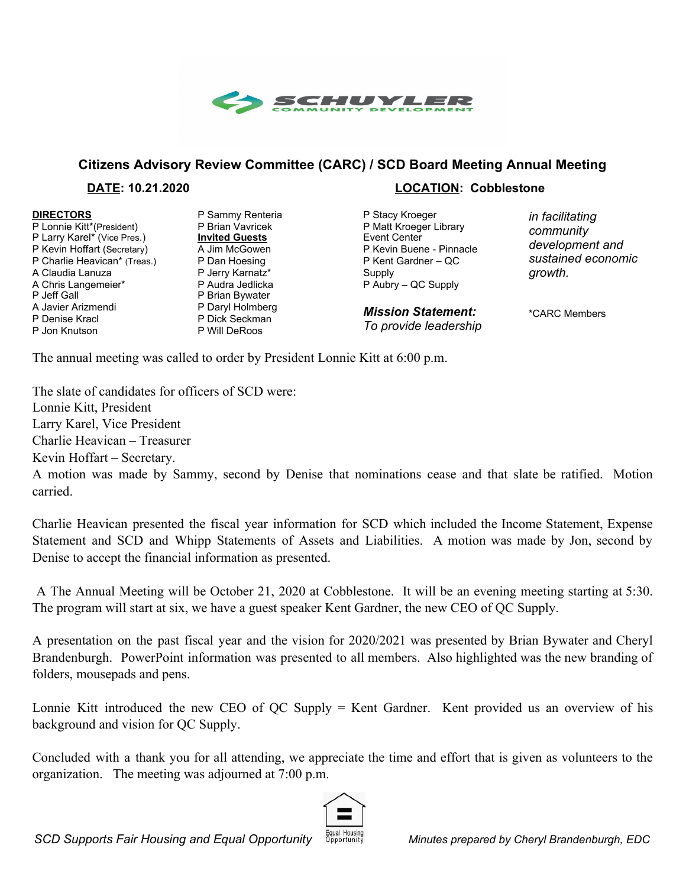SCHUYLER COMMUNITY DEVELOPMENT

## Citizens Advisory Review Committee (CARC) / SCD Board Meeting Annual Meeting

**DATE: 10.21.2020** **LOCATION: Cobblestone**

**DIRECTORS**
P Lonnie Kitt*(President)
P Larry Karel* (Vice Pres.)
P Kevin Hoffart (Secretary)
P Charlie Heavican* (Treas.)
A Claudia Lanuza
A Chris Langemeier*
P Jeff Gall
A Javier Arizmendi
P Denise Kracl
P Jon Knutson
P Sammy Renteria
P Brian Vavricek

**Invited Guests**
A Jim McGowen
P Dan Hoesing
P Jerry Karnatz*
P Audra Jedlicka
P Brian Bywater
P Daryl Holmberg
P Dick Seckman
P Will DeRoos
P Stacy Kroeger
P Matt Kroeger Library Event Center
P Kevin Buene - Pinnacle
P Kent Gardner – QC Supply
P Aubry – QC Supply

***Mission Statement:*** *To provide leadership in facilitating community development and sustained economic growth.*

*CARC Members

The annual meeting was called to order by President Lonnie Kitt at 6:00 p.m.

The slate of candidates for officers of SCD were:
Lonnie Kitt, President
Larry Karel, Vice President
Charlie Heavican – Treasurer
Kevin Hoffart – Secretary.
A motion was made by Sammy, second by Denise that nominations cease and that slate be ratified. Motion carried.

Charlie Heavican presented the fiscal year information for SCD which included the Income Statement, Expense Statement and SCD and Whipp Statements of Assets and Liabilities. A motion was made by Jon, second by Denise to accept the financial information as presented.

A The Annual Meeting will be October 21, 2020 at Cobblestone. It will be an evening meeting starting at 5:30. The program will start at six, we have a guest speaker Kent Gardner, the new CEO of QC Supply.

A presentation on the past fiscal year and the vision for 2020/2021 was presented by Brian Bywater and Cheryl Brandenburgh. PowerPoint information was presented to all members. Also highlighted was the new branding of folders, mousepads and pens.

Lonnie Kitt introduced the new CEO of QC Supply = Kent Gardner. Kent provided us an overview of his background and vision for QC Supply.

Concluded with a thank you for all attending, we appreciate the time and effort that is given as volunteers to the organization. The meeting was adjourned at 7:00 p.m.

*SCD Supports Fair Housing and Equal Opportunity* Equal Housing Opportunity *Minutes prepared by Cheryl Brandenburgh, EDC*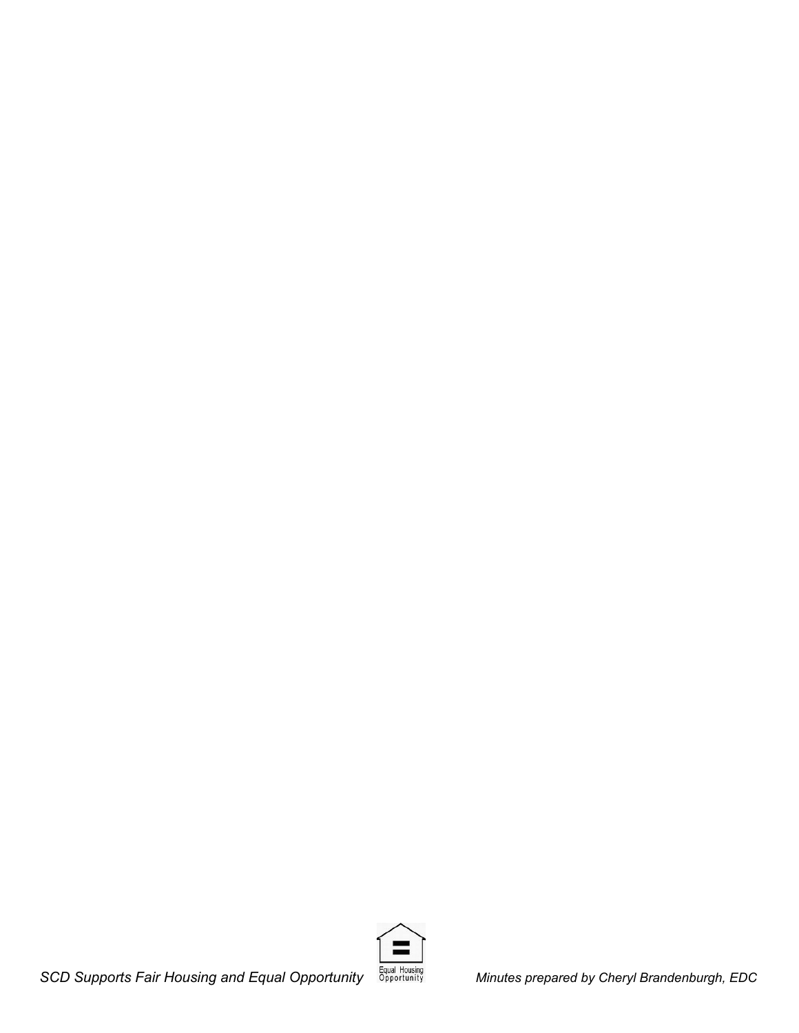*SCD Supports Fair Housing and Equal Opportunity*

Equal Housing Opportunity

*Minutes prepared by Cheryl Brandenburgh, EDC*